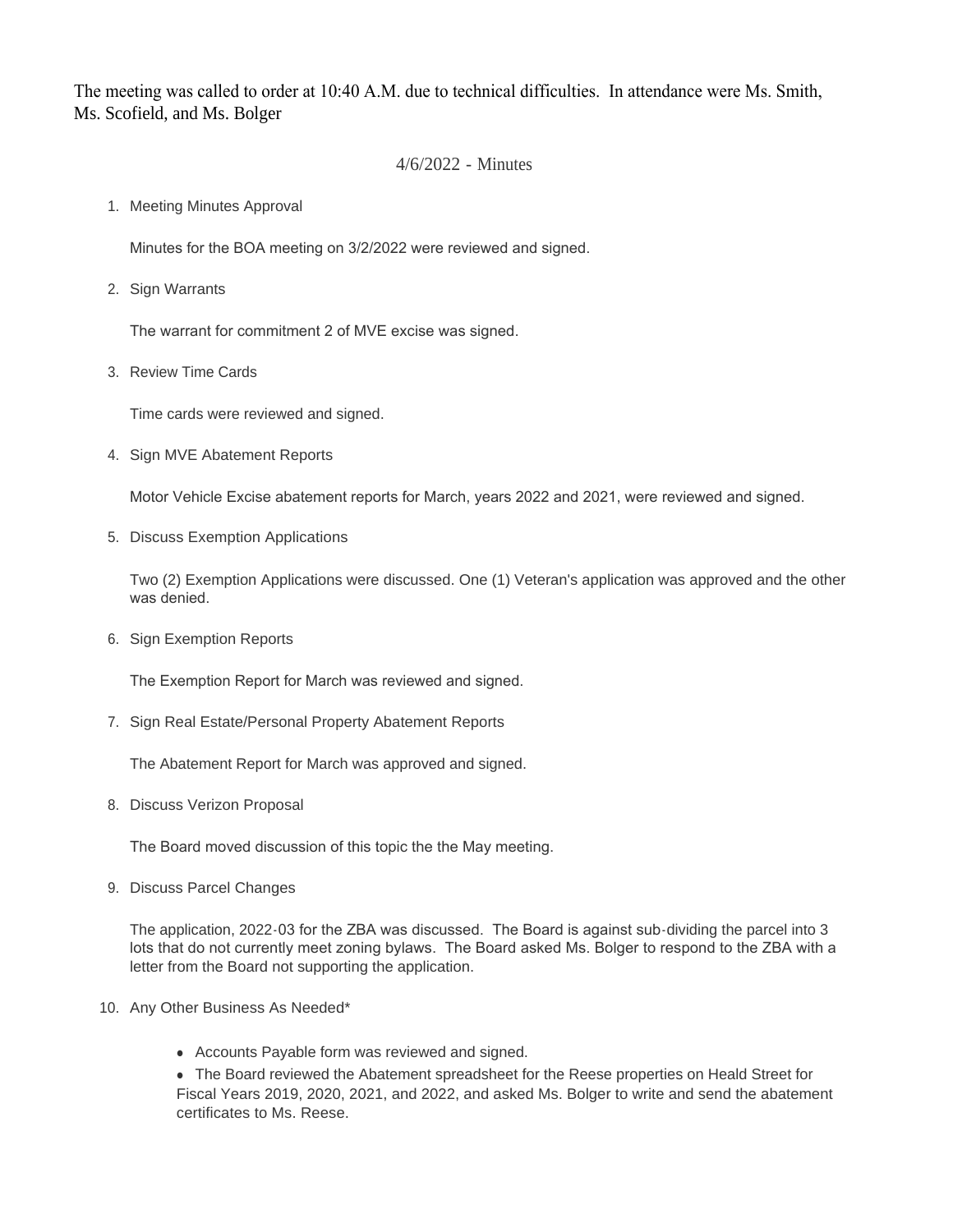The meeting was called to order at 10:40 A.M. due to technical difficulties. In attendance were Ms. Smith, Ms. Scofield, and Ms. Bolger

## 4/6/2022 - Minutes

1. Meeting Minutes Approval

   Minutes for the BOA meeting on 3/2/2022 were reviewed and signed.

2. Sign Warrants

   The warrant for commitment 2 of MVE excise was signed.

3. Review Time Cards

   Time cards were reviewed and signed.

4. Sign MVE Abatement Reports

   Motor Vehicle Excise abatement reports for March, years 2022 and 2021, were reviewed and signed.

5. Discuss Exemption Applications

   Two (2) Exemption Applications were discussed. One (1) Veteran's application was approved and the other was denied.

6. Sign Exemption Reports

   The Exemption Report for March was reviewed and signed.

7. Sign Real Estate/Personal Property Abatement Reports

   The Abatement Report for March was approved and signed.

8. Discuss Verizon Proposal

   The Board moved discussion of this topic the the May meeting.

9. Discuss Parcel Changes

   The application, 2022-03 for the ZBA was discussed. The Board is against sub-dividing the parcel into 3 lots that do not currently meet zoning bylaws. The Board asked Ms. Bolger to respond to the ZBA with a letter from the Board not supporting the application.

10. Any Other Business As Needed*

    - Accounts Payable form was reviewed and signed.
    - The Board reviewed the Abatement spreadsheet for the Reese properties on Heald Street for Fiscal Years 2019, 2020, 2021, and 2022, and asked Ms. Bolger to write and send the abatement certificates to Ms. Reese.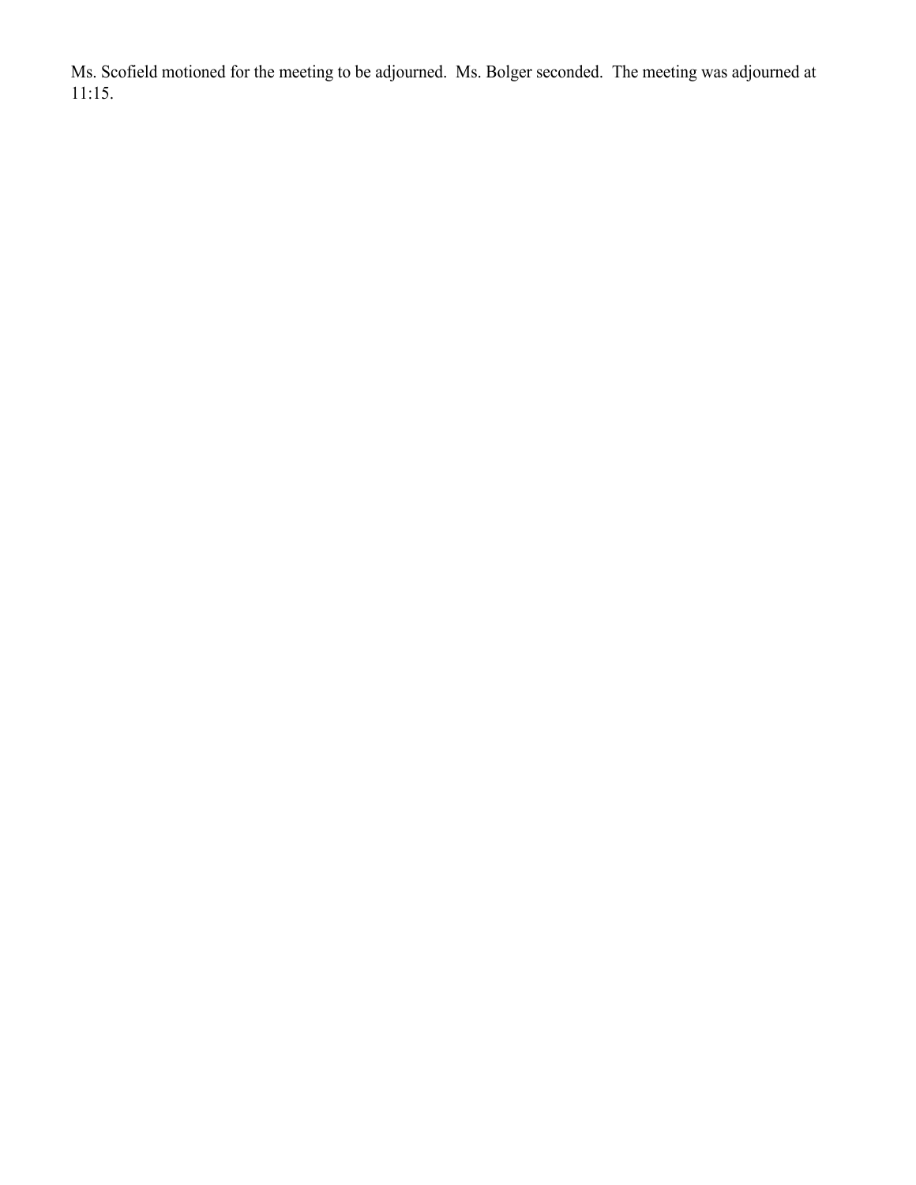Ms. Scofield motioned for the meeting to be adjourned.  Ms. Bolger seconded.  The meeting was adjourned at 11:15.